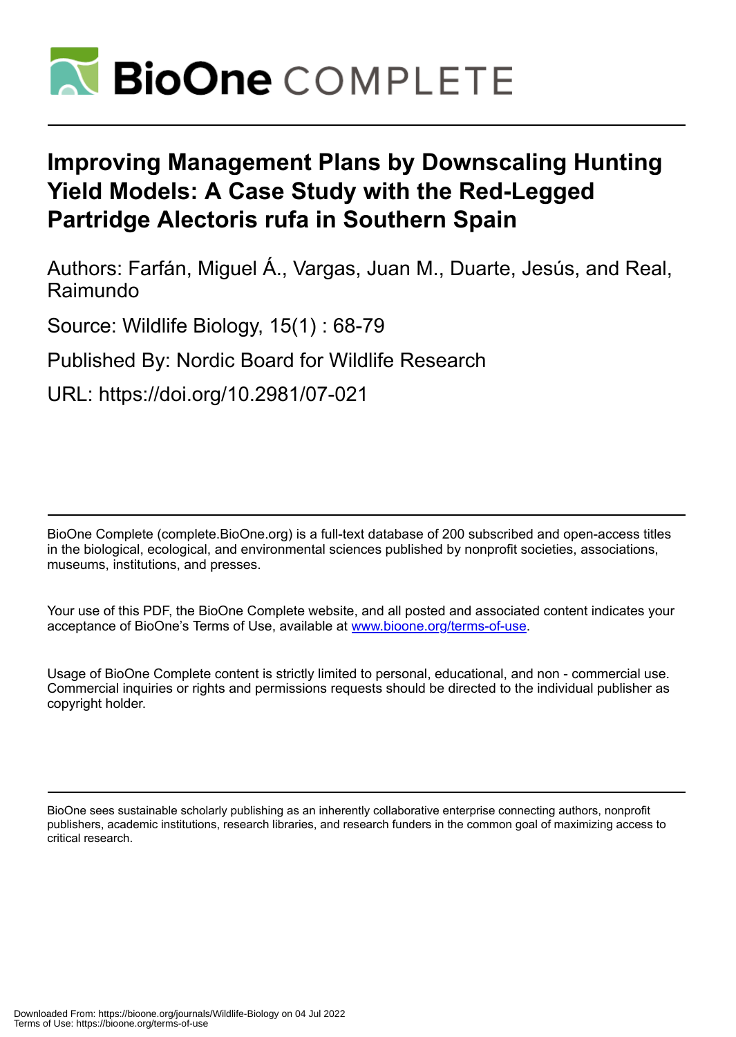# Improving Management Plans by Downscaling Hunting Yield Models: A Case Study with the Red-Legged Partridge Alectoris rufa in Southern Spain

Authors: Farfán, Miguel Á., Vargas, Juan M., Duarte, Jesús, and Real, Raimundo

Source: Wildlife Biology, 15(1) : 68-79

Published By: Nordic Board for Wildlife Research

URL: https://doi.org/10.2981/07-021

BioOne Complete (complete.BioOne.org) is a full-text database of 200 subscribed and open-access titles in the biological, ecological, and environmental sciences published by nonprofit societies, associations, museums, institutions, and presses.

Your use of this PDF, the BioOne Complete website, and all posted and associated content indicates your acceptance of BioOne's Terms of Use, available at www.bioone.org/terms-of-use.

Usage of BioOne Complete content is strictly limited to personal, educational, and non - commercial use. Commercial inquiries or rights and permissions requests should be directed to the individual publisher as copyright holder.

BioOne sees sustainable scholarly publishing as an inherently collaborative enterprise connecting authors, nonprofit publishers, academic institutions, research libraries, and research funders in the common goal of maximizing access to critical research.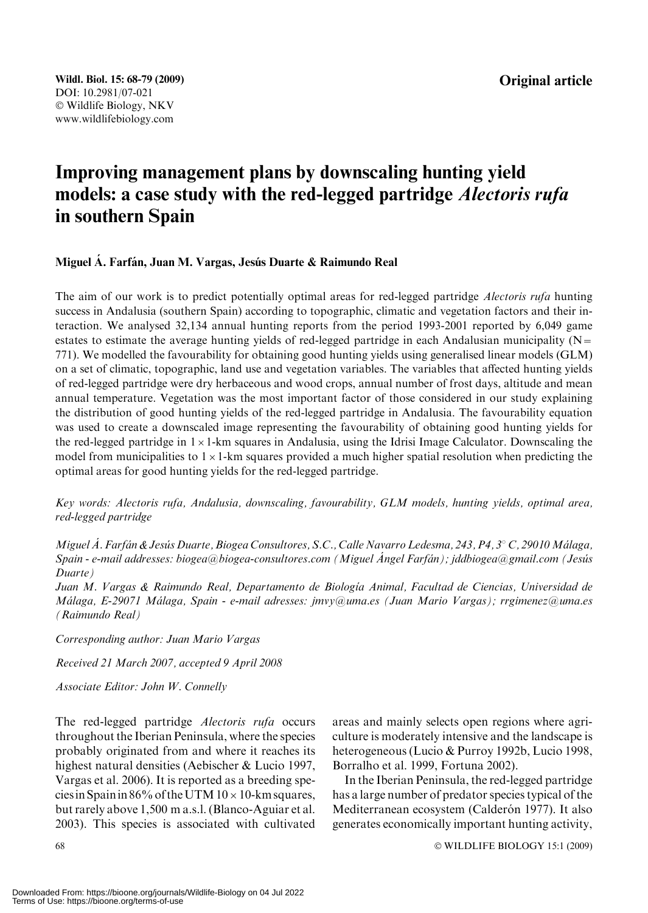Wildl. Biol. 15: 68-79 (2009)
DOI: 10.2981/07-021
© Wildlife Biology, NKV
www.wildlifebiology.com

**Original article**

# Improving management plans by downscaling hunting yield models: a case study with the red-legged partridge *Alectoris rufa* in southern Spain

**Miguel Á. Farfán, Juan M. Vargas, Jesús Duarte & Raimundo Real**

The aim of our work is to predict potentially optimal areas for red-legged partridge *Alectoris rufa* hunting success in Andalusia (southern Spain) according to topographic, climatic and vegetation factors and their interaction. We analysed 32,134 annual hunting reports from the period 1993-2001 reported by 6,049 game estates to estimate the average hunting yields of red-legged partridge in each Andalusian municipality (N = 771). We modelled the favourability for obtaining good hunting yields using generalised linear models (GLM) on a set of climatic, topographic, land use and vegetation variables. The variables that affected hunting yields of red-legged partridge were dry herbaceous and wood crops, annual number of frost days, altitude and mean annual temperature. Vegetation was the most important factor of those considered in our study explaining the distribution of good hunting yields of the red-legged partridge in Andalusia. The favourability equation was used to create a downscaled image representing the favourability of obtaining good hunting yields for the red-legged partridge in $1 \times 1$-km squares in Andalusia, using the Idrisi Image Calculator. Downscaling the model from municipalities to $1 \times 1$-km squares provided a much higher spatial resolution when predicting the optimal areas for good hunting yields for the red-legged partridge.

*Key words: Alectoris rufa, Andalusia, downscaling, favourability, GLM models, hunting yields, optimal area, red-legged partridge*

*Miguel Á. Farfán & Jesús Duarte, Biogea Consultores, S.C., Calle Navarro Ledesma, 243, P4, 3° C, 29010 Málaga, Spain - e-mail addresses: biogea@biogea-consultores.com (Miguel Ángel Farfán); jddbiogea@gmail.com (Jesús Duarte)*

*Juan M. Vargas & Raimundo Real, Departamento de Biología Animal, Facultad de Ciencias, Universidad de Málaga, E-29071 Málaga, Spain - e-mail adresses: jmvy@uma.es (Juan Mario Vargas); rrgimenez@uma.es (Raimundo Real)*

*Corresponding author: Juan Mario Vargas*

*Received 21 March 2007, accepted 9 April 2008*

*Associate Editor: John W. Connelly*

The red-legged partridge *Alectoris rufa* occurs throughout the Iberian Peninsula, where the species probably originated from and where it reaches its highest natural densities (Aebischer & Lucio 1997, Vargas et al. 2006). It is reported as a breeding species in Spain in 86% of the UTM $10 \times 10$-km squares, but rarely above 1,500 m a.s.l. (Blanco-Aguiar et al. 2003). This species is associated with cultivated areas and mainly selects open regions where agriculture is moderately intensive and the landscape is heterogeneous (Lucio & Purroy 1992b, Lucio 1998, Borralho et al. 1999, Fortuna 2002).

In the Iberian Peninsula, the red-legged partridge has a large number of predator species typical of the Mediterranean ecosystem (Calderón 1977). It also generates economically important hunting activity,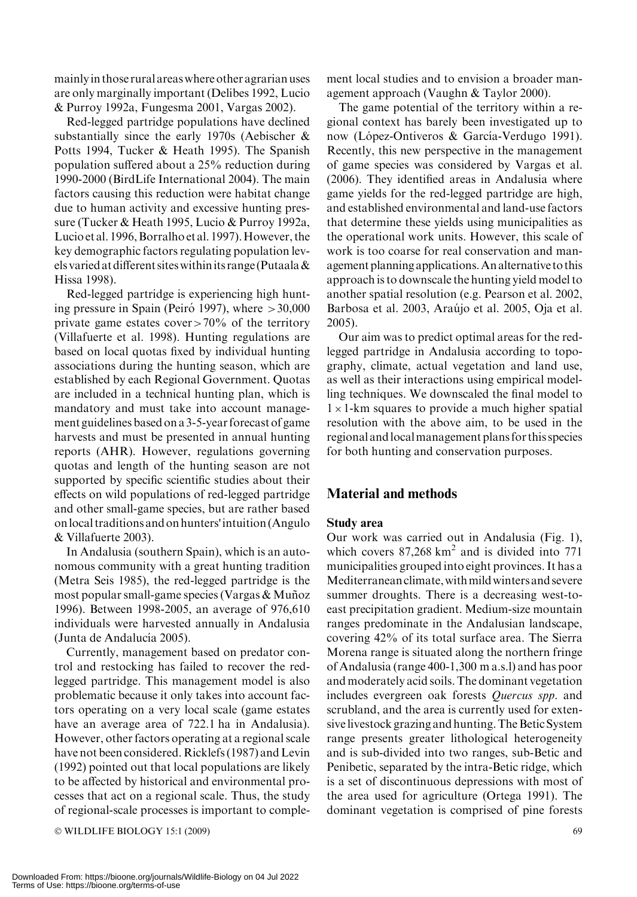mainly in those rural areas where other agrarian uses are only marginally important (Delibes 1992, Lucio & Purroy 1992a, Fungesma 2001, Vargas 2002).

Red-legged partridge populations have declined substantially since the early 1970s (Aebischer & Potts 1994, Tucker & Heath 1995). The Spanish population suffered about a 25% reduction during 1990-2000 (BirdLife International 2004). The main factors causing this reduction were habitat change due to human activity and excessive hunting pressure (Tucker & Heath 1995, Lucio & Purroy 1992a, Lucio et al. 1996, Borralho et al. 1997). However, the key demographic factors regulating population levels varied at different sites within its range (Putaala & Hissa 1998).

Red-legged partridge is experiencing high hunting pressure in Spain (Peiró 1997), where $>30,000$ private game estates cover $>70\%$ of the territory (Villafuerte et al. 1998). Hunting regulations are based on local quotas fixed by individual hunting associations during the hunting season, which are established by each Regional Government. Quotas are included in a technical hunting plan, which is mandatory and must take into account management guidelines based on a 3-5-year forecast of game harvests and must be presented in annual hunting reports (AHR). However, regulations governing quotas and length of the hunting season are not supported by specific scientific studies about their effects on wild populations of red-legged partridge and other small-game species, but are rather based on local traditions and on hunters' intuition (Angulo & Villafuerte 2003).

In Andalusia (southern Spain), which is an autonomous community with a great hunting tradition (Metra Seis 1985), the red-legged partridge is the most popular small-game species (Vargas & Muñoz 1996). Between 1998-2005, an average of 976,610 individuals were harvested annually in Andalusia (Junta de Andalucía 2005).

Currently, management based on predator control and restocking has failed to recover the red-legged partridge. This management model is also problematic because it only takes into account factors operating on a very local scale (game estates have an average area of 722.1 ha in Andalusia). However, other factors operating at a regional scale have not been considered. Ricklefs (1987) and Levin (1992) pointed out that local populations are likely to be affected by historical and environmental processes that act on a regional scale. Thus, the study of regional-scale processes is important to complement local studies and to envision a broader management approach (Vaughn & Taylor 2000).

The game potential of the territory within a regional context has barely been investigated up to now (López-Ontiveros & García-Verdugo 1991). Recently, this new perspective in the management of game species was considered by Vargas et al. (2006). They identified areas in Andalusia where game yields for the red-legged partridge are high, and established environmental and land-use factors that determine these yields using municipalities as the operational work units. However, this scale of work is too coarse for real conservation and management planning applications. An alternative to this approach is to downscale the hunting yield model to another spatial resolution (e.g. Pearson et al. 2002, Barbosa et al. 2003, Araújo et al. 2005, Oja et al. 2005).

Our aim was to predict optimal areas for the red-legged partridge in Andalusia according to topography, climate, actual vegetation and land use, as well as their interactions using empirical modelling techniques. We downscaled the final model to $1 \times 1$-km squares to provide a much higher spatial resolution with the above aim, to be used in the regional and local management plans for this species for both hunting and conservation purposes.

## Material and methods

### Study area

Our work was carried out in Andalusia (Fig. 1), which covers 87,268 km$^2$ and is divided into 771 municipalities grouped into eight provinces. It has a Mediterranean climate, with mild winters and severe summer droughts. There is a decreasing west-to-east precipitation gradient. Medium-size mountain ranges predominate in the Andalusian landscape, covering 42% of its total surface area. The Sierra Morena range is situated along the northern fringe of Andalusia (range 400-1,300 m a.s.l) and has poor and moderately acid soils. The dominant vegetation includes evergreen oak forests *Quercus spp.* and scrubland, and the area is currently used for extensive livestock grazing and hunting. The Betic System range presents greater lithological heterogeneity and is sub-divided into two ranges, sub-Betic and Penibetic, separated by the intra-Betic ridge, which is a set of discontinuous depressions with most of the area used for agriculture (Ortega 1991). The dominant vegetation is comprised of pine forests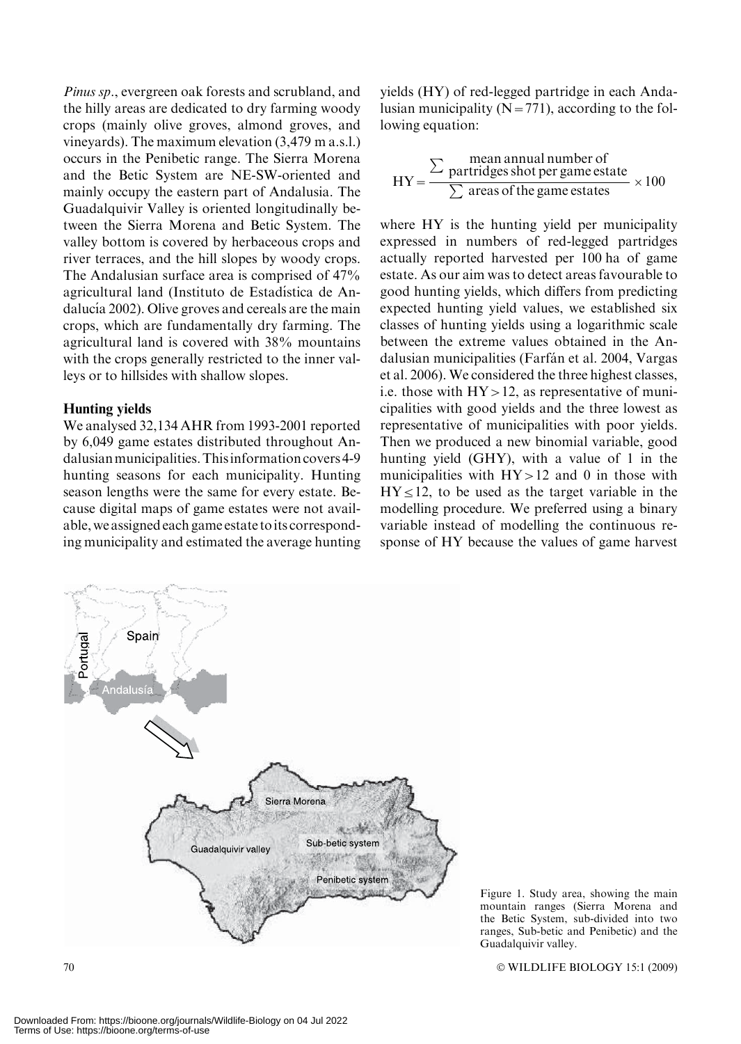*Pinus sp.*, evergreen oak forests and scrubland, and the hilly areas are dedicated to dry farming woody crops (mainly olive groves, almond groves, and vineyards). The maximum elevation (3,479 m a.s.l.) occurs in the Penibetic range. The Sierra Morena and the Betic System are NE-SW-oriented and mainly occupy the eastern part of Andalusia. The Guadalquivir Valley is oriented longitudinally between the Sierra Morena and Betic System. The valley bottom is covered by herbaceous crops and river terraces, and the hill slopes by woody crops. The Andalusian surface area is comprised of 47% agricultural land (Instituto de Estadística de Andalucía 2002). Olive groves and cereals are the main crops, which are fundamentally dry farming. The agricultural land is covered with 38% mountains with the crops generally restricted to the inner valleys or to hillsides with shallow slopes.

### Hunting yields

We analysed 32,134 AHR from 1993-2001 reported by 6,049 game estates distributed throughout Andalusian municipalities. This information covers 4-9 hunting seasons for each municipality. Hunting season lengths were the same for every estate. Because digital maps of game estates were not available, we assigned each game estate to its corresponding municipality and estimated the average hunting yields (HY) of red-legged partridge in each Andalusian municipality (N = 771), according to the following equation:

$$\mathrm{HY} = \frac{\sum \begin{array}{c}\text{mean annual number of} \\ \text{partridges shot per game estate}\end{array}}{\sum \text{areas of the game estates}} \times 100$$

where HY is the hunting yield per municipality expressed in numbers of red-legged partridges actually reported harvested per 100 ha of game estate. As our aim was to detect areas favourable to good hunting yields, which differs from predicting expected hunting yield values, we established six classes of hunting yields using a logarithmic scale between the extreme values obtained in the Andalusian municipalities (Farfán et al. 2004, Vargas et al. 2006). We considered the three highest classes, i.e. those with $\mathrm{HY} > 12$, as representative of municipalities with good yields and the three lowest as representative of municipalities with poor yields. Then we produced a new binomial variable, good hunting yield (GHY), with a value of 1 in the municipalities with $\mathrm{HY} > 12$ and 0 in those with $\mathrm{HY} \leq 12$, to be used as the target variable in the modelling procedure. We preferred using a binary variable instead of modelling the continuous response of HY because the values of game harvest

Figure 1. Study area, showing the main mountain ranges (Sierra Morena and the Betic System, sub-divided into two ranges, Sub-betic and Penibetic) and the Guadalquivir valley.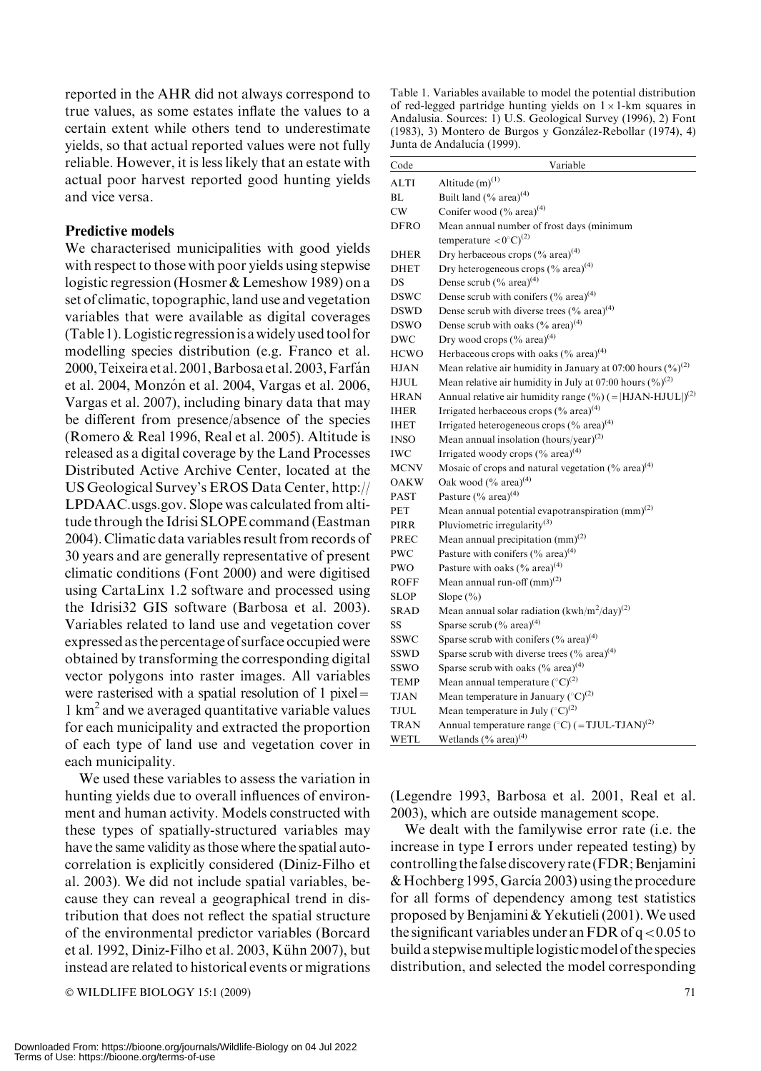reported in the AHR did not always correspond to true values, as some estates inflate the values to a certain extent while others tend to underestimate yields, so that actual reported values were not fully reliable. However, it is less likely that an estate with actual poor harvest reported good hunting yields and vice versa.

### Predictive models

We characterised municipalities with good yields with respect to those with poor yields using stepwise logistic regression (Hosmer & Lemeshow 1989) on a set of climatic, topographic, land use and vegetation variables that were available as digital coverages (Table 1). Logistic regression is a widely used tool for modelling species distribution (e.g. Franco et al. 2000, Teixeira et al. 2001, Barbosa et al. 2003, Farfán et al. 2004, Monzón et al. 2004, Vargas et al. 2006, Vargas et al. 2007), including binary data that may be different from presence/absence of the species (Romero & Real 1996, Real et al. 2005). Altitude is released as a digital coverage by the Land Processes Distributed Active Archive Center, located at the US Geological Survey's EROS Data Center, http://LPDAAC.usgs.gov. Slope was calculated from altitude through the Idrisi SLOPE command (Eastman 2004). Climatic data variables result from records of 30 years and are generally representative of present climatic conditions (Font 2000) and were digitised using CartaLinx 1.2 software and processed using the Idrisi32 GIS software (Barbosa et al. 2003). Variables related to land use and vegetation cover expressed as the percentage of surface occupied were obtained by transforming the corresponding digital vector polygons into raster images. All variables were rasterised with a spatial resolution of 1 pixel = 1 km$^2$ and we averaged quantitative variable values for each municipality and extracted the proportion of each type of land use and vegetation cover in each municipality.

We used these variables to assess the variation in hunting yields due to overall influences of environment and human activity. Models constructed with these types of spatially-structured variables may have the same validity as those where the spatial autocorrelation is explicitly considered (Diniz-Filho et al. 2003). We did not include spatial variables, because they can reveal a geographical trend in distribution that does not reflect the spatial structure of the environmental predictor variables (Borcard et al. 1992, Diniz-Filho et al. 2003, Kühn 2007), but instead are related to historical events or migrations (Legendre 1993, Barbosa et al. 2001, Real et al. 2003), which are outside management scope.

We dealt with the familywise error rate (i.e. the increase in type I errors under repeated testing) by controlling the false discovery rate (FDR; Benjamini & Hochberg 1995, García 2003) using the procedure for all forms of dependency among test statistics proposed by Benjamini & Yekutieli (2001). We used the significant variables under an FDR of $q < 0.05$ to build a stepwise multiple logistic model of the species distribution, and selected the model corresponding

Table 1. Variables available to model the potential distribution of red-legged partridge hunting yields on $1 \times 1$-km squares in Andalusia. Sources: 1) U.S. Geological Survey (1996), 2) Font (1983), 3) Montero de Burgos y González-Rebollar (1974), 4) Junta de Andalucía (1999).

| Code | Variable |
|---|---|
| ALTI | Altitude (m)[1] |
| BL | Built land (% area)[4] |
| CW | Conifer wood (% area)[4] |
| DFRO | Mean annual number of frost days (minimum temperature < 0°C)[2] |
| DHER | Dry herbaceous crops (% area)[4] |
| DHET | Dry heterogeneous crops (% area)[4] |
| DS | Dense scrub (% area)[4] |
| DSWC | Dense scrub with conifers (% area)[4] |
| DSWD | Dense scrub with diverse trees (% area)[4] |
| DSWO | Dense scrub with oaks (% area)[4] |
| DWC | Dry wood crops (% area)[4] |
| HCWO | Herbaceous crops with oaks (% area)[4] |
| HJAN | Mean relative air humidity in January at 07:00 hours (%)[2] |
| HJUL | Mean relative air humidity in July at 07:00 hours (%)[2] |
| HRAN | Annual relative air humidity range (%) (= \|HJAN-HJUL\|)[2] |
| IHER | Irrigated herbaceous crops (% area)[4] |
| IHET | Irrigated heterogeneous crops (% area)[4] |
| INSO | Mean annual insolation (hours/year)[2] |
| IWC | Irrigated woody crops (% area)[4] |
| MCNV | Mosaic of crops and natural vegetation (% area)[4] |
| OAKW | Oak wood (% area)[4] |
| PAST | Pasture (% area)[4] |
| PET | Mean annual potential evapotranspiration (mm)[2] |
| PIRR | Pluviometric irregularity[3] |
| PREC | Mean annual precipitation (mm)[2] |
| PWC | Pasture with conifers (% area)[4] |
| PWO | Pasture with oaks (% area)[4] |
| ROFF | Mean annual run-off (mm)[2] |
| SLOP | Slope (%) |
| SRAD | Mean annual solar radiation (kwh/m$^2$/day)[2] |
| SS | Sparse scrub (% area)[4] |
| SSWC | Sparse scrub with conifers (% area)[4] |
| SSWD | Sparse scrub with diverse trees (% area)[4] |
| SSWO | Sparse scrub with oaks (% area)[4] |
| TEMP | Mean annual temperature (°C)[2] |
| TJAN | Mean temperature in January (°C)[2] |
| TJUL | Mean temperature in July (°C)[2] |
| TRAN | Annual temperature range (°C) (= TJUL-TJAN)[2] |
| WETL | Wetlands (% area)[4] |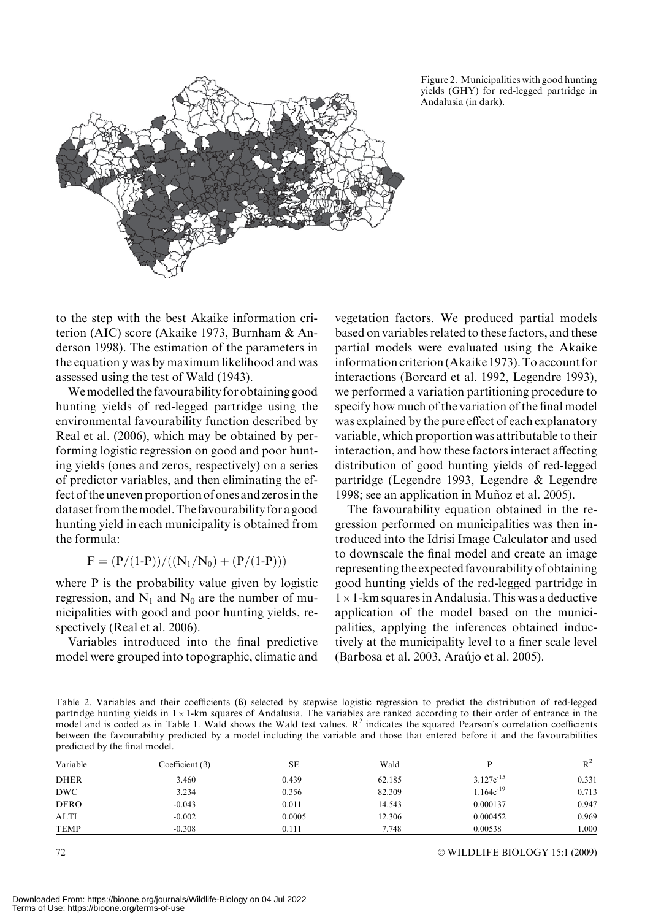Figure 2. Municipalities with good hunting yields (GHY) for red-legged partridge in Andalusia (in dark).

to the step with the best Akaike information criterion (AIC) score (Akaike 1973, Burnham & Anderson 1998). The estimation of the parameters in the equation y was by maximum likelihood and was assessed using the test of Wald (1943).

We modelled the favourability for obtaining good hunting yields of red-legged partridge using the environmental favourability function described by Real et al. (2006), which may be obtained by performing logistic regression on good and poor hunting yields (ones and zeros, respectively) on a series of predictor variables, and then eliminating the effect of the uneven proportion of ones and zeros in the dataset from the model. The favourability for a good hunting yield in each municipality is obtained from the formula:

$$F = (P/(1\text{-}P))/((N_1/N_0) + (P/(1\text{-}P)))$$

where P is the probability value given by logistic regression, and $N_1$ and $N_0$ are the number of municipalities with good and poor hunting yields, respectively (Real et al. 2006).

Variables introduced into the final predictive model were grouped into topographic, climatic and vegetation factors. We produced partial models based on variables related to these factors, and these partial models were evaluated using the Akaike information criterion (Akaike 1973). To account for interactions (Borcard et al. 1992, Legendre 1993), we performed a variation partitioning procedure to specify how much of the variation of the final model was explained by the pure effect of each explanatory variable, which proportion was attributable to their interaction, and how these factors interact affecting distribution of good hunting yields of red-legged partridge (Legendre 1993, Legendre & Legendre 1998; see an application in Muñoz et al. 2005).

The favourability equation obtained in the regression performed on municipalities was then introduced into the Idrisi Image Calculator and used to downscale the final model and create an image representing the expected favourability of obtaining good hunting yields of the red-legged partridge in $1 \times 1$-km squares in Andalusia. This was a deductive application of the model based on the municipalities, applying the inferences obtained inductively at the municipality level to a finer scale level (Barbosa et al. 2003, Araújo et al. 2005).

Table 2. Variables and their coefficients (ß) selected by stepwise logistic regression to predict the distribution of red-legged partridge hunting yields in $1 \times 1$-km squares of Andalusia. The variables are ranked according to their order of entrance in the model and is coded as in Table 1. Wald shows the Wald test values. $R^2$ indicates the squared Pearson's correlation coefficients between the favourability predicted by a model including the variable and those that entered before it and the favourabilities predicted by the final model.

| Variable | Coefficient (ß) | SE | Wald | P | $R^2$ |
|---|---|---|---|---|---|
| DHER | 3.460 | 0.439 | 62.185 | $3.127e^{-15}$ | 0.331 |
| DWC | 3.234 | 0.356 | 82.309 | $1.164e^{-19}$ | 0.713 |
| DFRO | -0.043 | 0.011 | 14.543 | 0.000137 | 0.947 |
| ALTI | -0.002 | 0.0005 | 12.306 | 0.000452 | 0.969 |
| TEMP | -0.308 | 0.111 | 7.748 | 0.00538 | 1.000 |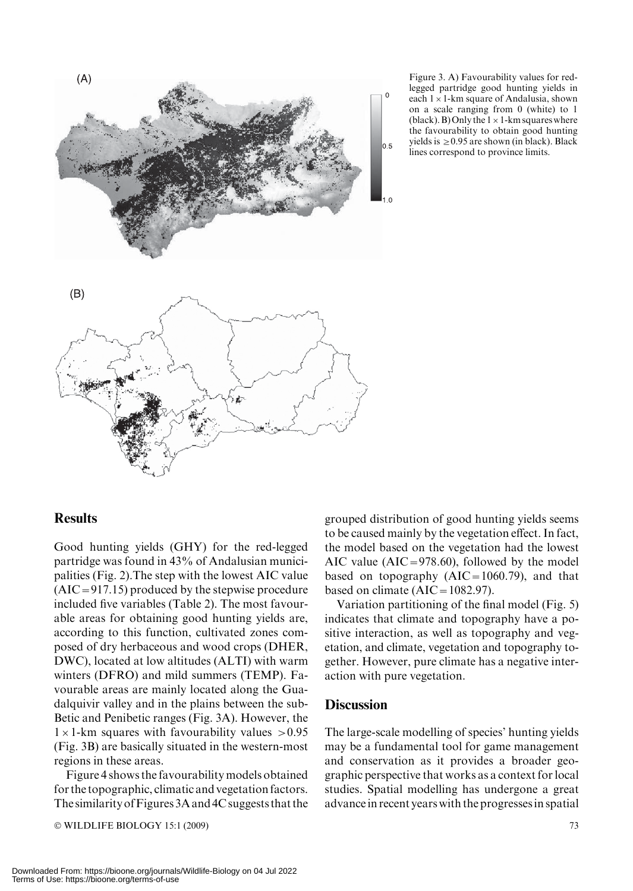Figure 3. A) Favourability values for red-legged partridge good hunting yields in each $1 \times 1$-km square of Andalusia, shown on a scale ranging from 0 (white) to 1 (black). B) Only the $1 \times 1$-km squares where the favourability to obtain good hunting yields is $\geq 0.95$ are shown (in black). Black lines correspond to province limits.

## Results

Good hunting yields (GHY) for the red-legged partridge was found in 43% of Andalusian municipalities (Fig. 2).The step with the lowest AIC value (AIC = 917.15) produced by the stepwise procedure included five variables (Table 2). The most favourable areas for obtaining good hunting yields are, according to this function, cultivated zones composed of dry herbaceous and wood crops (DHER, DWC), located at low altitudes (ALTI) with warm winters (DFRO) and mild summers (TEMP). Favourable areas are mainly located along the Guadalquivir valley and in the plains between the sub-Betic and Penibetic ranges (Fig. 3A). However, the $1 \times 1$-km squares with favourability values $> 0.95$ (Fig. 3B) are basically situated in the western-most regions in these areas.

Figure 4 shows the favourability models obtained for the topographic, climatic and vegetation factors. The similarity of Figures 3A and 4C suggests that the grouped distribution of good hunting yields seems to be caused mainly by the vegetation effect. In fact, the model based on the vegetation had the lowest AIC value (AIC = 978.60), followed by the model based on topography (AIC = 1060.79), and that based on climate (AIC = 1082.97).

Variation partitioning of the final model (Fig. 5) indicates that climate and topography have a positive interaction, as well as topography and vegetation, and climate, vegetation and topography together. However, pure climate has a negative interaction with pure vegetation.

## Discussion

The large-scale modelling of species' hunting yields may be a fundamental tool for game management and conservation as it provides a broader geographic perspective that works as a context for local studies. Spatial modelling has undergone a great advance in recent years with the progresses in spatial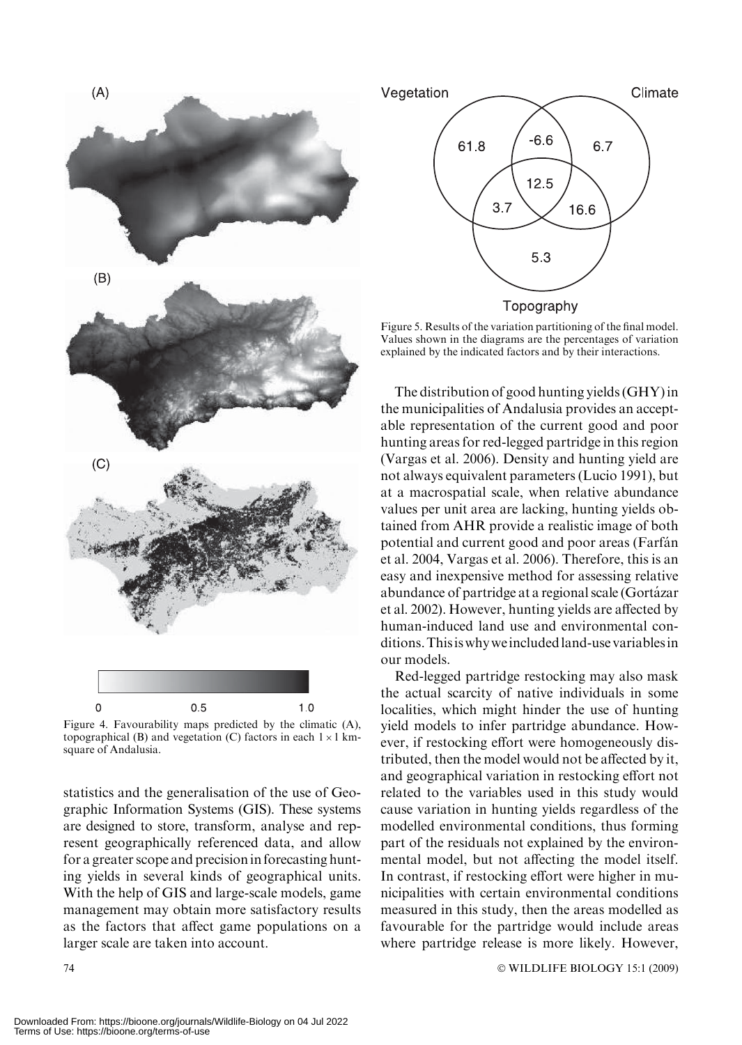Figure 4. Favourability maps predicted by the climatic (A), topographical (B) and vegetation (C) factors in each $1 \times 1$ km-square of Andalusia.

statistics and the generalisation of the use of Geographic Information Systems (GIS). These systems are designed to store, transform, analyse and represent geographically referenced data, and allow for a greater scope and precision in forecasting hunting yields in several kinds of geographical units. With the help of GIS and large-scale models, game management may obtain more satisfactory results as the factors that affect game populations on a larger scale are taken into account.

Figure 5. Results of the variation partitioning of the final model. Values shown in the diagrams are the percentages of variation explained by the indicated factors and by their interactions.

The distribution of good hunting yields (GHY) in the municipalities of Andalusia provides an acceptable representation of the current good and poor hunting areas for red-legged partridge in this region (Vargas et al. 2006). Density and hunting yield are not always equivalent parameters (Lucio 1991), but at a macrospatial scale, when relative abundance values per unit area are lacking, hunting yields obtained from AHR provide a realistic image of both potential and current good and poor areas (Farfán et al. 2004, Vargas et al. 2006). Therefore, this is an easy and inexpensive method for assessing relative abundance of partridge at a regional scale (Gortázar et al. 2002). However, hunting yields are affected by human-induced land use and environmental conditions. This is why we included land-use variables in our models.

Red-legged partridge restocking may also mask the actual scarcity of native individuals in some localities, which might hinder the use of hunting yield models to infer partridge abundance. However, if restocking effort were homogeneously distributed, then the model would not be affected by it, and geographical variation in restocking effort not related to the variables used in this study would cause variation in hunting yields regardless of the modelled environmental conditions, thus forming part of the residuals not explained by the environmental model, but not affecting the model itself. In contrast, if restocking effort were higher in municipalities with certain environmental conditions measured in this study, then the areas modelled as favourable for the partridge would include areas where partridge release is more likely. However,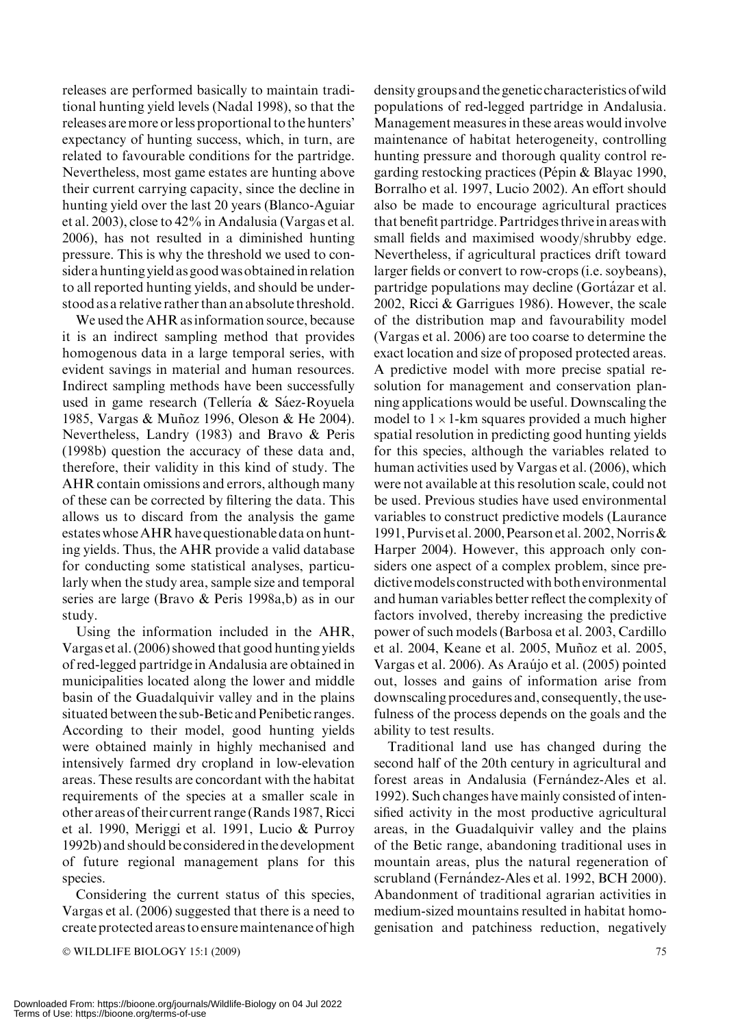releases are performed basically to maintain traditional hunting yield levels (Nadal 1998), so that the releases are more or less proportional to the hunters' expectancy of hunting success, which, in turn, are related to favourable conditions for the partridge. Nevertheless, most game estates are hunting above their current carrying capacity, since the decline in hunting yield over the last 20 years (Blanco-Aguiar et al. 2003), close to 42% in Andalusia (Vargas et al. 2006), has not resulted in a diminished hunting pressure. This is why the threshold we used to consider a hunting yield as good was obtained in relation to all reported hunting yields, and should be understood as a relative rather than an absolute threshold.

We used the AHR as information source, because it is an indirect sampling method that provides homogenous data in a large temporal series, with evident savings in material and human resources. Indirect sampling methods have been successfully used in game research (Tellería & Sáez-Royuela 1985, Vargas & Muñoz 1996, Oleson & He 2004). Nevertheless, Landry (1983) and Bravo & Peris (1998b) question the accuracy of these data and, therefore, their validity in this kind of study. The AHR contain omissions and errors, although many of these can be corrected by filtering the data. This allows us to discard from the analysis the game estates whose AHR have questionable data on hunting yields. Thus, the AHR provide a valid database for conducting some statistical analyses, particularly when the study area, sample size and temporal series are large (Bravo & Peris 1998a,b) as in our study.

Using the information included in the AHR, Vargas et al. (2006) showed that good hunting yields of red-legged partridge in Andalusia are obtained in municipalities located along the lower and middle basin of the Guadalquivir valley and in the plains situated between the sub-Betic and Penibetic ranges. According to their model, good hunting yields were obtained mainly in highly mechanised and intensively farmed dry cropland in low-elevation areas. These results are concordant with the habitat requirements of the species at a smaller scale in other areas of their current range (Rands 1987, Ricci et al. 1990, Meriggi et al. 1991, Lucio & Purroy 1992b) and should be considered in the development of future regional management plans for this species.

Considering the current status of this species, Vargas et al. (2006) suggested that there is a need to create protected areas to ensure maintenance of high density groups and the genetic characteristics of wild populations of red-legged partridge in Andalusia. Management measures in these areas would involve maintenance of habitat heterogeneity, controlling hunting pressure and thorough quality control regarding restocking practices (Pépin & Blayac 1990, Borralho et al. 1997, Lucio 2002). An effort should also be made to encourage agricultural practices that benefit partridge. Partridges thrive in areas with small fields and maximised woody/shrubby edge. Nevertheless, if agricultural practices drift toward larger fields or convert to row-crops (i.e. soybeans), partridge populations may decline (Gortázar et al. 2002, Ricci & Garrigues 1986). However, the scale of the distribution map and favourability model (Vargas et al. 2006) are too coarse to determine the exact location and size of proposed protected areas. A predictive model with more precise spatial resolution for management and conservation planning applications would be useful. Downscaling the model to $1 \times 1$-km squares provided a much higher spatial resolution in predicting good hunting yields for this species, although the variables related to human activities used by Vargas et al. (2006), which were not available at this resolution scale, could not be used. Previous studies have used environmental variables to construct predictive models (Laurance 1991, Purvis et al. 2000, Pearson et al. 2002, Norris & Harper 2004). However, this approach only considers one aspect of a complex problem, since predictive models constructed with both environmental and human variables better reflect the complexity of factors involved, thereby increasing the predictive power of such models (Barbosa et al. 2003, Cardillo et al. 2004, Keane et al. 2005, Muñoz et al. 2005, Vargas et al. 2006). As Araújo et al. (2005) pointed out, losses and gains of information arise from downscaling procedures and, consequently, the usefulness of the process depends on the goals and the ability to test results.

Traditional land use has changed during the second half of the 20th century in agricultural and forest areas in Andalusia (Fernández-Ales et al. 1992). Such changes have mainly consisted of intensified activity in the most productive agricultural areas, in the Guadalquivir valley and the plains of the Betic range, abandoning traditional uses in mountain areas, plus the natural regeneration of scrubland (Fernández-Ales et al. 1992, BCH 2000). Abandonment of traditional agrarian activities in medium-sized mountains resulted in habitat homogenisation and patchiness reduction, negatively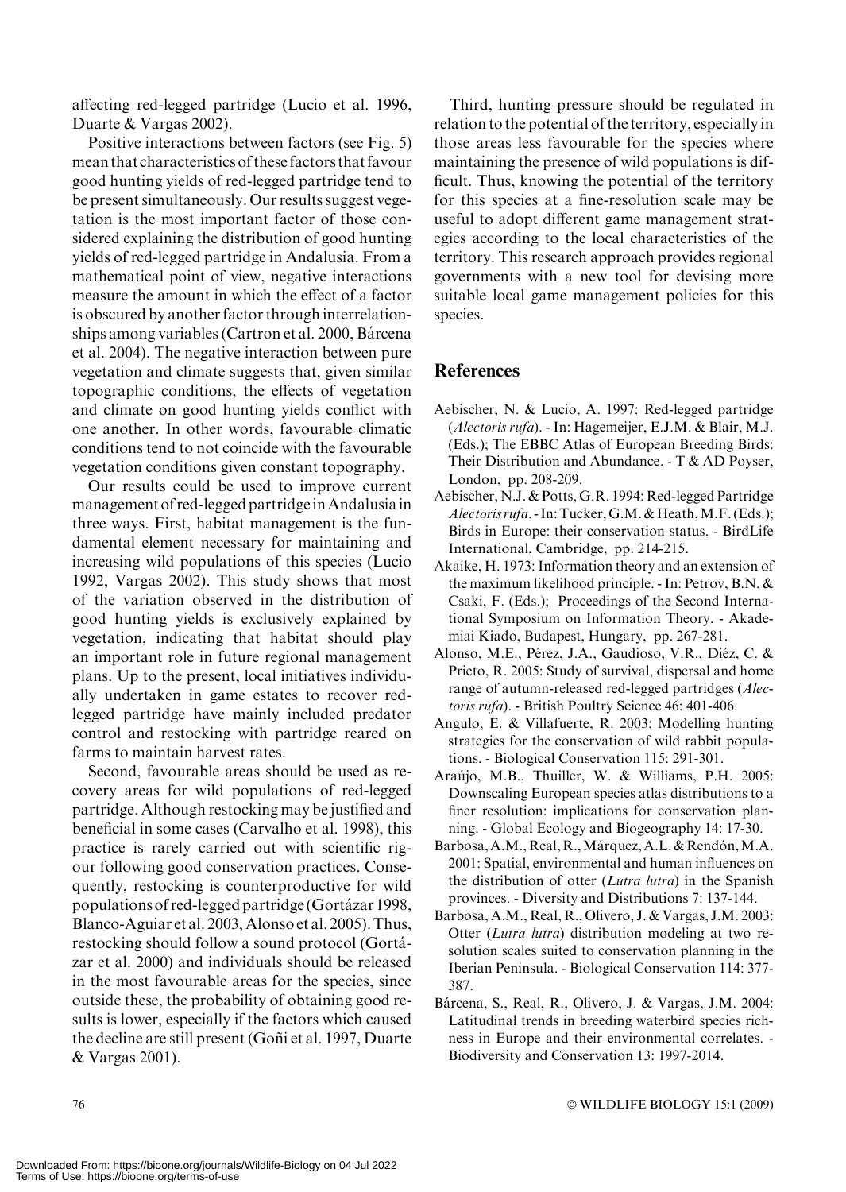affecting red-legged partridge (Lucio et al. 1996, Duarte & Vargas 2002).

Positive interactions between factors (see Fig. 5) mean that characteristics of these factors that favour good hunting yields of red-legged partridge tend to be present simultaneously. Our results suggest vegetation is the most important factor of those considered explaining the distribution of good hunting yields of red-legged partridge in Andalusia. From a mathematical point of view, negative interactions measure the amount in which the effect of a factor is obscured by another factor through interrelationships among variables (Cartron et al. 2000, Bárcena et al. 2004). The negative interaction between pure vegetation and climate suggests that, given similar topographic conditions, the effects of vegetation and climate on good hunting yields conflict with one another. In other words, favourable climatic conditions tend to not coincide with the favourable vegetation conditions given constant topography.

Our results could be used to improve current management of red-legged partridge in Andalusia in three ways. First, habitat management is the fundamental element necessary for maintaining and increasing wild populations of this species (Lucio 1992, Vargas 2002). This study shows that most of the variation observed in the distribution of good hunting yields is exclusively explained by vegetation, indicating that habitat should play an important role in future regional management plans. Up to the present, local initiatives individually undertaken in game estates to recover red-legged partridge have mainly included predator control and restocking with partridge reared on farms to maintain harvest rates.

Second, favourable areas should be used as recovery areas for wild populations of red-legged partridge. Although restocking may be justified and beneficial in some cases (Carvalho et al. 1998), this practice is rarely carried out with scientific rigour following good conservation practices. Consequently, restocking is counterproductive for wild populations of red-legged partridge (Gortázar 1998, Blanco-Aguiar et al. 2003, Alonso et al. 2005). Thus, restocking should follow a sound protocol (Gortázar et al. 2000) and individuals should be released in the most favourable areas for the species, since outside these, the probability of obtaining good results is lower, especially if the factors which caused the decline are still present (Goñi et al. 1997, Duarte & Vargas 2001).

Third, hunting pressure should be regulated in relation to the potential of the territory, especially in those areas less favourable for the species where maintaining the presence of wild populations is difficult. Thus, knowing the potential of the territory for this species at a fine-resolution scale may be useful to adopt different game management strategies according to the local characteristics of the territory. This research approach provides regional governments with a new tool for devising more suitable local game management policies for this species.

## References

Aebischer, N. & Lucio, A. 1997: Red-legged partridge (*Alectoris rufa*). - In: Hagemeijer, E.J.M. & Blair, M.J. (Eds.); The EBBC Atlas of European Breeding Birds: Their Distribution and Abundance. - T & AD Poyser, London, pp. 208-209.

Aebischer, N.J. & Potts, G.R. 1994: Red-legged Partridge *Alectoris rufa*. - In: Tucker, G.M. & Heath, M.F. (Eds.); Birds in Europe: their conservation status. - BirdLife International, Cambridge, pp. 214-215.

Akaike, H. 1973: Information theory and an extension of the maximum likelihood principle. - In: Petrov, B.N. & Csaki, F. (Eds.); Proceedings of the Second International Symposium on Information Theory. - Akademiai Kiado, Budapest, Hungary, pp. 267-281.

Alonso, M.E., Pérez, J.A., Gaudioso, V.R., Diéz, C. & Prieto, R. 2005: Study of survival, dispersal and home range of autumn-released red-legged partridges (*Alectoris rufa*). - British Poultry Science 46: 401-406.

Angulo, E. & Villafuerte, R. 2003: Modelling hunting strategies for the conservation of wild rabbit populations. - Biological Conservation 115: 291-301.

Araújo, M.B., Thuiller, W. & Williams, P.H. 2005: Downscaling European species atlas distributions to a finer resolution: implications for conservation planning. - Global Ecology and Biogeography 14: 17-30.

Barbosa, A.M., Real, R., Márquez, A.L. & Rendón, M.A. 2001: Spatial, environmental and human influences on the distribution of otter (*Lutra lutra*) in the Spanish provinces. - Diversity and Distributions 7: 137-144.

Barbosa, A.M., Real, R., Olivero, J. & Vargas, J.M. 2003: Otter (*Lutra lutra*) distribution modeling at two resolution scales suited to conservation planning in the Iberian Peninsula. - Biological Conservation 114: 377-387.

Bárcena, S., Real, R., Olivero, J. & Vargas, J.M. 2004: Latitudinal trends in breeding waterbird species richness in Europe and their environmental correlates. - Biodiversity and Conservation 13: 1997-2014.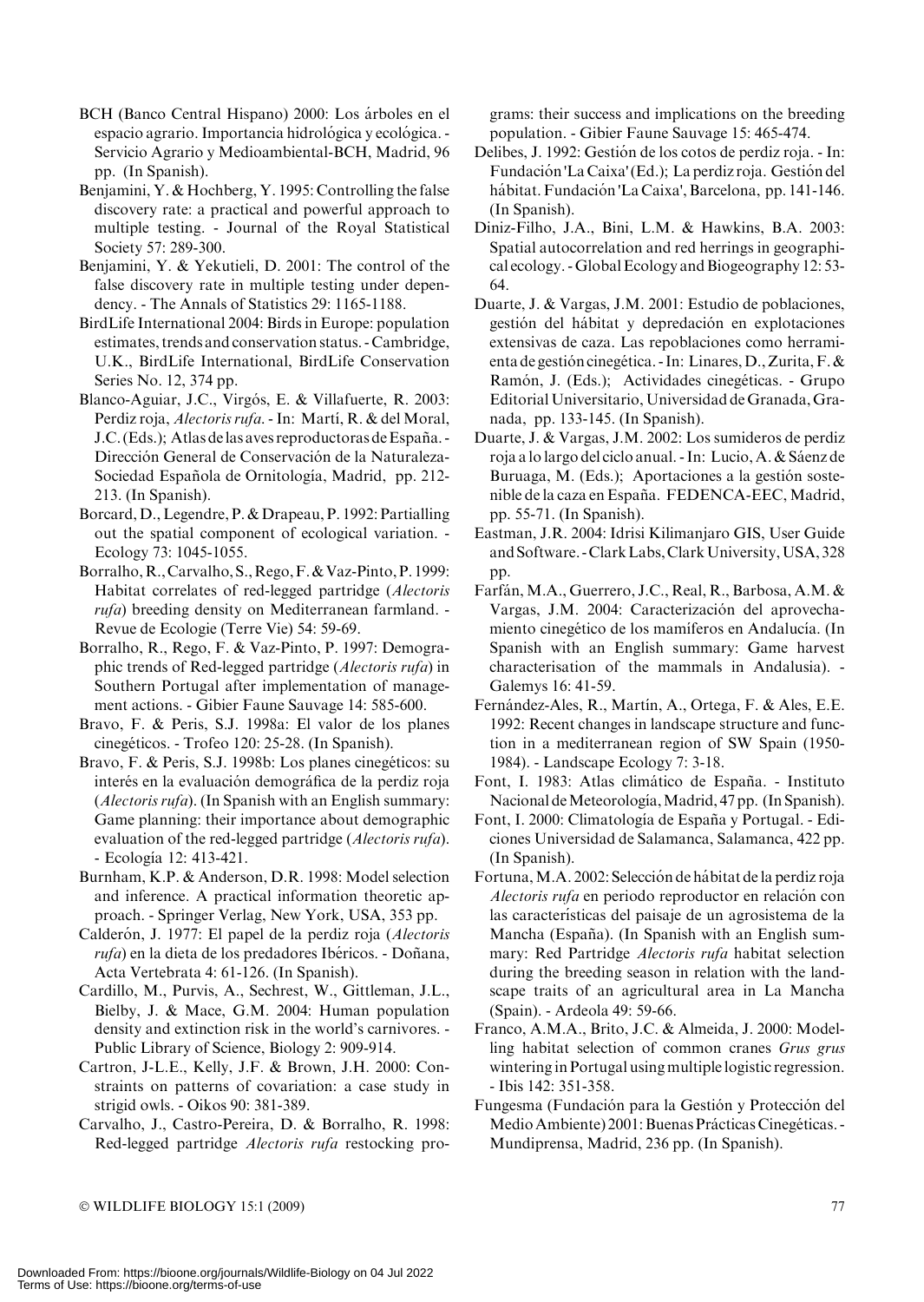BCH (Banco Central Hispano) 2000: Los árboles en el espacio agrario. Importancia hidrológica y ecológica. - Servicio Agrario y Medioambiental-BCH, Madrid, 96 pp. (In Spanish).

Benjamini, Y. & Hochberg, Y. 1995: Controlling the false discovery rate: a practical and powerful approach to multiple testing. - Journal of the Royal Statistical Society 57: 289-300.

Benjamini, Y. & Yekutieli, D. 2001: The control of the false discovery rate in multiple testing under dependency. - The Annals of Statistics 29: 1165-1188.

BirdLife International 2004: Birds in Europe: population estimates, trends and conservation status. - Cambridge, U.K., BirdLife International, BirdLife Conservation Series No. 12, 374 pp.

Blanco-Aguiar, J.C., Virgós, E. & Villafuerte, R. 2003: Perdiz roja, *Alectoris rufa*. - In: Martí, R. & del Moral, J.C. (Eds.); Atlas de las aves reproductoras de España. - Dirección General de Conservación de la Naturaleza-Sociedad Española de Ornitología, Madrid, pp. 212-213. (In Spanish).

Borcard, D., Legendre, P. & Drapeau, P. 1992: Partialling out the spatial component of ecological variation. - Ecology 73: 1045-1055.

Borralho, R., Carvalho, S., Rego, F. & Vaz-Pinto, P. 1999: Habitat correlates of red-legged partridge (*Alectoris rufa*) breeding density on Mediterranean farmland. - Revue de Ecologie (Terre Vie) 54: 59-69.

Borralho, R., Rego, F. & Vaz-Pinto, P. 1997: Demographic trends of Red-legged partridge (*Alectoris rufa*) in Southern Portugal after implementation of management actions. - Gibier Faune Sauvage 14: 585-600.

Bravo, F. & Peris, S.J. 1998a: El valor de los planes cinegéticos. - Trofeo 120: 25-28. (In Spanish).

Bravo, F. & Peris, S.J. 1998b: Los planes cinegéticos: su interés en la evaluación demográfica de la perdiz roja (*Alectoris rufa*). (In Spanish with an English summary: Game planning: their importance about demographic evaluation of the red-legged partridge (*Alectoris rufa*). - Ecología 12: 413-421.

Burnham, K.P. & Anderson, D.R. 1998: Model selection and inference. A practical information theoretic approach. - Springer Verlag, New York, USA, 353 pp.

Calderón, J. 1977: El papel de la perdiz roja (*Alectoris rufa*) en la dieta de los predadores Ibéricos. - Doñana, Acta Vertebrata 4: 61-126. (In Spanish).

Cardillo, M., Purvis, A., Sechrest, W., Gittleman, J.L., Bielby, J. & Mace, G.M. 2004: Human population density and extinction risk in the world's carnivores. - Public Library of Science, Biology 2: 909-914.

Cartron, J-L.E., Kelly, J.F. & Brown, J.H. 2000: Constraints on patterns of covariation: a case study in strigid owls. - Oikos 90: 381-389.

Carvalho, J., Castro-Pereira, D. & Borralho, R. 1998: Red-legged partridge *Alectoris rufa* restocking programs: their success and implications on the breeding population. - Gibier Faune Sauvage 15: 465-474.

Delibes, J. 1992: Gestión de los cotos de perdiz roja. - In: Fundación 'La Caixa' (Ed.); La perdiz roja. Gestión del hábitat. Fundación 'La Caixa', Barcelona, pp. 141-146. (In Spanish).

Diniz-Filho, J.A., Bini, L.M. & Hawkins, B.A. 2003: Spatial autocorrelation and red herrings in geographical ecology. - Global Ecology and Biogeography 12: 53-64.

Duarte, J. & Vargas, J.M. 2001: Estudio de poblaciones, gestión del hábitat y depredación en explotaciones extensivas de caza. Las repoblaciones como herramienta de gestión cinegética. - In: Linares, D., Zurita, F. & Ramón, J. (Eds.); Actividades cinegéticas. - Grupo Editorial Universitario, Universidad de Granada, Granada, pp. 133-145. (In Spanish).

Duarte, J. & Vargas, J.M. 2002: Los sumideros de perdiz roja a lo largo del ciclo anual. - In: Lucio, A. & Sáenz de Buruaga, M. (Eds.); Aportaciones a la gestión sostenible de la caza en España. FEDENCA-EEC, Madrid, pp. 55-71. (In Spanish).

Eastman, J.R. 2004: Idrisi Kilimanjaro GIS, User Guide and Software. - Clark Labs, Clark University, USA, 328 pp.

Farfán, M.A., Guerrero, J.C., Real, R., Barbosa, A.M. & Vargas, J.M. 2004: Caracterización del aprovechamiento cinegético de los mamíferos en Andalucía. (In Spanish with an English summary: Game harvest characterisation of the mammals in Andalusia). - Galemys 16: 41-59.

Fernández-Ales, R., Martín, A., Ortega, F. & Ales, E.E. 1992: Recent changes in landscape structure and function in a mediterranean region of SW Spain (1950-1984). - Landscape Ecology 7: 3-18.

Font, I. 1983: Atlas climático de España. - Instituto Nacional de Meteorología, Madrid, 47 pp. (In Spanish).

Font, I. 2000: Climatología de España y Portugal. - Ediciones Universidad de Salamanca, Salamanca, 422 pp. (In Spanish).

Fortuna, M.A. 2002: Selección de hábitat de la perdiz roja *Alectoris rufa* en periodo reproductor en relación con las características del paisaje de un agrosistema de la Mancha (España). (In Spanish with an English summary: Red Partridge *Alectoris rufa* habitat selection during the breeding season in relation with the landscape traits of an agricultural area in La Mancha (Spain). - Ardeola 49: 59-66.

Franco, A.M.A., Brito, J.C. & Almeida, J. 2000: Modelling habitat selection of common cranes *Grus grus* wintering in Portugal using multiple logistic regression. - Ibis 142: 351-358.

Fungesma (Fundación para la Gestión y Protección del Medio Ambiente) 2001: Buenas Prácticas Cinegéticas. - Mundiprensa, Madrid, 236 pp. (In Spanish).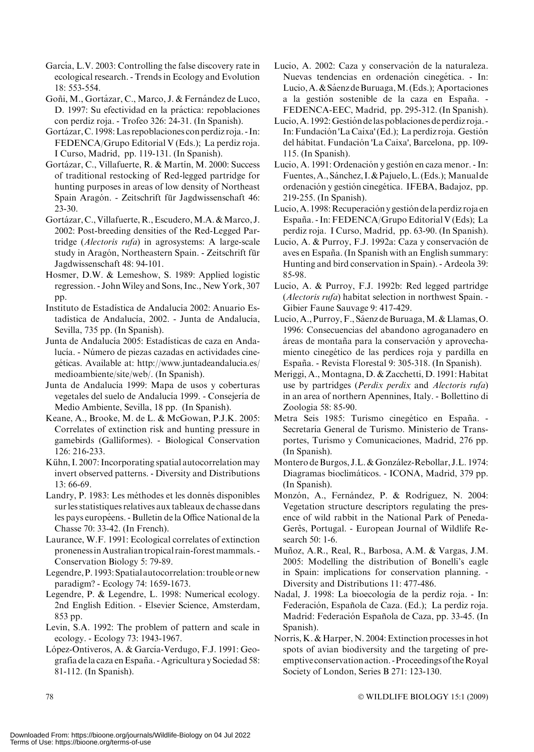García, L.V. 2003: Controlling the false discovery rate in ecological research. - Trends in Ecology and Evolution 18: 553-554.

Goñi, M., Gortázar, C., Marco, J. & Fernández de Luco, D. 1997: Su efectividad en la práctica: repoblaciones con perdiz roja. - Trofeo 326: 24-31. (In Spanish).

Gortázar, C. 1998: Las repoblaciones con perdiz roja. - In: FEDENCA/Grupo Editorial V (Eds.); La perdiz roja. I Curso, Madrid, pp. 119-131. (In Spanish).

Gortázar, C., Villafuerte, R. & Martín, M. 2000: Success of traditional restocking of Red-legged partridge for hunting purposes in areas of low density of Northeast Spain Aragón. - Zeitschrift für Jagdwissenschaft 46: 23-30.

Gortázar, C., Villafuerte, R., Escudero, M.A. & Marco, J. 2002: Post-breeding densities of the Red-Legged Partridge (*Alectoris rufa*) in agrosystems: A large-scale study in Aragón, Northeastern Spain. - Zeitschrift für Jagdwissenschaft 48: 94-101.

Hosmer, D.W. & Lemeshow, S. 1989: Applied logistic regression. - John Wiley and Sons, Inc., New York, 307 pp.

Instituto de Estadística de Andalucía 2002: Anuario Estadística de Andalucía, 2002. - Junta de Andalucía, Sevilla, 735 pp. (In Spanish).

Junta de Andalucía 2005: Estadísticas de caza en Andalucía. - Número de piezas cazadas en actividades cinegéticas. Available at: http://www.juntadeandalucia.es/medioambiente/site/web/. (In Spanish).

Junta de Andalucía 1999: Mapa de usos y coberturas vegetales del suelo de Andalucía 1999. - Consejería de Medio Ambiente, Sevilla, 18 pp. (In Spanish).

Keane, A., Brooke, M. de L. & McGowan, P.J.K. 2005: Correlates of extinction risk and hunting pressure in gamebirds (Galliformes). - Biological Conservation 126: 216-233.

Kühn, I. 2007: Incorporating spatial autocorrelation may invert observed patterns. - Diversity and Distributions 13: 66-69.

Landry, P. 1983: Les méthodes et les donnés disponibles sur les statistiques relatives aux tableaux de chasse dans les pays européens. - Bulletin de la Office National de la Chasse 70: 33-42. (In French).

Laurance, W.F. 1991: Ecological correlates of extinction proneness in Australian tropical rain-forest mammals. - Conservation Biology 5: 79-89.

Legendre, P. 1993: Spatial autocorrelation: trouble or new paradigm? - Ecology 74: 1659-1673.

Legendre, P. & Legendre, L. 1998: Numerical ecology. 2nd English Edition. - Elsevier Science, Amsterdam, 853 pp.

Levin, S.A. 1992: The problem of pattern and scale in ecology. - Ecology 73: 1943-1967.

López-Ontiveros, A. & García-Verdugo, F.J. 1991: Geografía de la caza en España. - Agricultura y Sociedad 58: 81-112. (In Spanish).

Lucio, A. 2002: Caza y conservación de la naturaleza. Nuevas tendencias en ordenación cinegética. - In: Lucio, A. & Sáenz de Buruaga, M. (Eds.); Aportaciones a la gestión sostenible de la caza en España. - FEDENCA-EEC, Madrid, pp. 295-312. (In Spanish).

Lucio, A. 1992: Gestión de las poblaciones de perdiz roja. - In: Fundación 'La Caixa' (Ed.); La perdiz roja. Gestión del hábitat. Fundación 'La Caixa', Barcelona, pp. 109-115. (In Spanish).

Lucio, A. 1991: Ordenación y gestión en caza menor. - In: Fuentes, A., Sánchez, I. & Pajuelo, L. (Eds.); Manual de ordenación y gestión cinegética. IFEBA, Badajoz, pp. 219-255. (In Spanish).

Lucio, A. 1998: Recuperación y gestión de la perdiz roja en España. - In: FEDENCA/Grupo Editorial V (Eds); La perdiz roja. I Curso, Madrid, pp. 63-90. (In Spanish).

Lucio, A. & Purroy, F.J. 1992a: Caza y conservación de aves en España. (In Spanish with an English summary: Hunting and bird conservation in Spain). - Ardeola 39: 85-98.

Lucio, A. & Purroy, F.J. 1992b: Red legged partridge (*Alectoris rufa*) habitat selection in northwest Spain. - Gibier Faune Sauvage 9: 417-429.

Lucio, A., Purroy, F., Sáenz de Buruaga, M. & Llamas, O. 1996: Consecuencias del abandono agroganadero en áreas de montaña para la conservación y aprovechamiento cinegético de las perdices roja y pardilla en España. - Revista Florestal 9: 305-318. (In Spanish).

Meriggi, A., Montagna, D. & Zacchetti, D. 1991: Habitat use by partridges (*Perdix perdix* and *Alectoris rufa*) in an area of northern Apennines, Italy. - Bollettino di Zoologia 58: 85-90.

Metra Seis 1985: Turismo cinegético en España. - Secretaría General de Turismo. Ministerio de Transportes, Turismo y Comunicaciones, Madrid, 276 pp. (In Spanish).

Montero de Burgos, J.L. & González-Rebollar, J.L. 1974: Diagramas bioclimáticos. - ICONA, Madrid, 379 pp. (In Spanish).

Monzón, A., Fernández, P. & Rodríguez, N. 2004: Vegetation structure descriptors regulating the presence of wild rabbit in the National Park of Peneda-Gerês, Portugal. - European Journal of Wildlife Research 50: 1-6.

Muñoz, A.R., Real, R., Barbosa, A.M. & Vargas, J.M. 2005: Modelling the distribution of Bonelli's eagle in Spain: implications for conservation planning. - Diversity and Distributions 11: 477-486.

Nadal, J. 1998: La bioecología de la perdiz roja. - In: Federación, Española de Caza. (Ed.); La perdiz roja. Madrid: Federación Española de Caza, pp. 33-45. (In Spanish).

Norris, K. & Harper, N. 2004: Extinction processes in hot spots of avian biodiversity and the targeting of pre-emptive conservation action. - Proceedings of the Royal Society of London, Series B 271: 123-130.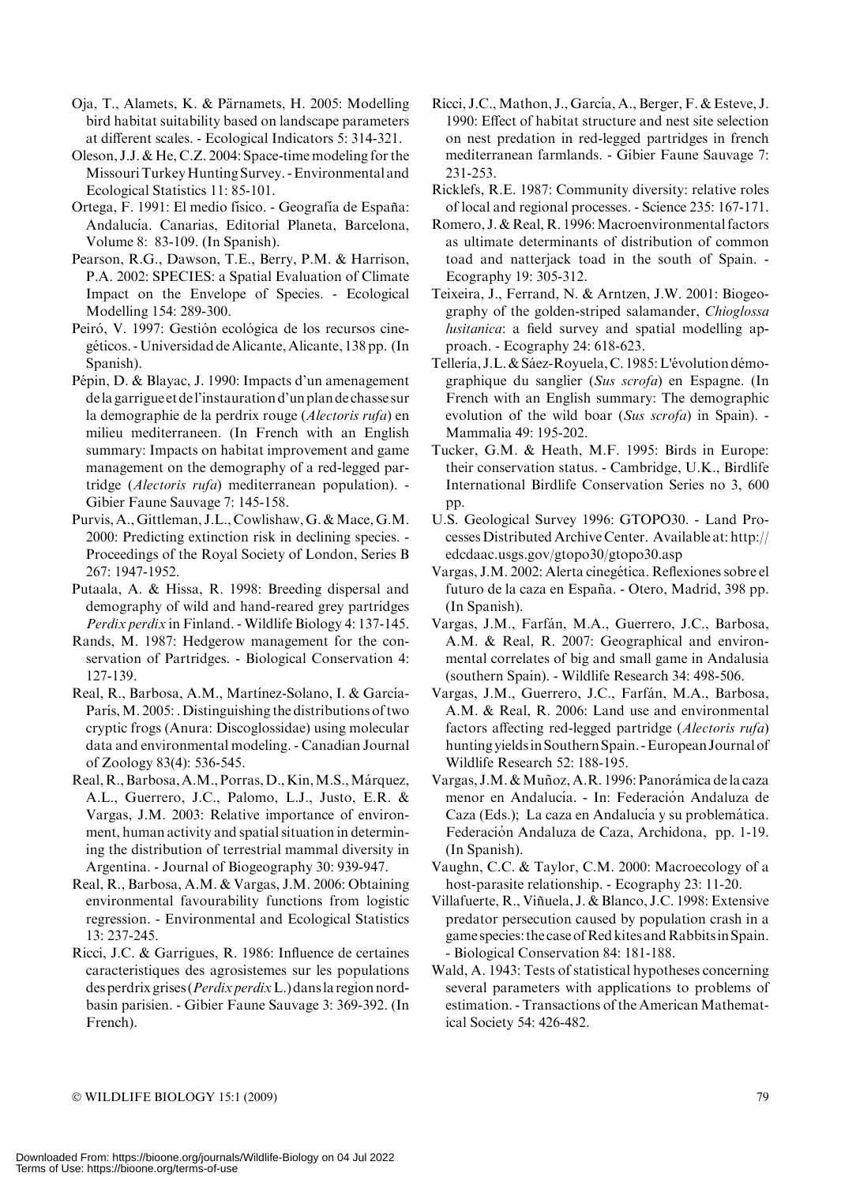Oja, T., Alamets, K. & Pärnamets, H. 2005: Modelling bird habitat suitability based on landscape parameters at different scales. - Ecological Indicators 5: 314-321.

Oleson, J.J. & He, C.Z. 2004: Space-time modeling for the Missouri Turkey Hunting Survey. - Environmental and Ecological Statistics 11: 85-101.

Ortega, F. 1991: El medio físico. - Geografía de España: Andalucía. Canarias, Editorial Planeta, Barcelona, Volume 8: 83-109. (In Spanish).

Pearson, R.G., Dawson, T.E., Berry, P.M. & Harrison, P.A. 2002: SPECIES: a Spatial Evaluation of Climate Impact on the Envelope of Species. - Ecological Modelling 154: 289-300.

Peiró, V. 1997: Gestión ecológica de los recursos cinegéticos. - Universidad de Alicante, Alicante, 138 pp. (In Spanish).

Pépin, D. & Blayac, J. 1990: Impacts d'un amenagement de la garrigue et de l'instauration d'un plan de chasse sur la demographie de la perdrix rouge (*Alectoris rufa*) en milieu mediterraneen. (In French with an English summary: Impacts on habitat improvement and game management on the demography of a red-legged partridge (*Alectoris rufa*) mediterranean population). - Gibier Faune Sauvage 7: 145-158.

Purvis, A., Gittleman, J.L., Cowlishaw, G. & Mace, G.M. 2000: Predicting extinction risk in declining species. - Proceedings of the Royal Society of London, Series B 267: 1947-1952.

Putaala, A. & Hissa, R. 1998: Breeding dispersal and demography of wild and hand-reared grey partridges *Perdix perdix* in Finland. - Wildlife Biology 4: 137-145.

Rands, M. 1987: Hedgerow management for the conservation of Partridges. - Biological Conservation 4: 127-139.

Real, R., Barbosa, A.M., Martínez-Solano, I. & García-París, M. 2005: . Distinguishing the distributions of two cryptic frogs (Anura: Discoglossidae) using molecular data and environmental modeling. - Canadian Journal of Zoology 83(4): 536-545.

Real, R., Barbosa, A.M., Porras, D., Kin, M.S., Márquez, A.L., Guerrero, J.C., Palomo, L.J., Justo, E.R. & Vargas, J.M. 2003: Relative importance of environment, human activity and spatial situation in determining the distribution of terrestrial mammal diversity in Argentina. - Journal of Biogeography 30: 939-947.

Real, R., Barbosa, A.M. & Vargas, J.M. 2006: Obtaining environmental favourability functions from logistic regression. - Environmental and Ecological Statistics 13: 237-245.

Ricci, J.C. & Garrigues, R. 1986: Influence de certaines caracteristiques des agrosistemes sur les populations des perdrix grises (*Perdix perdix* L.) dans la region nord-basin parisien. - Gibier Faune Sauvage 3: 369-392. (In French).

Ricci, J.C., Mathon, J., García, A., Berger, F. & Esteve, J. 1990: Effect of habitat structure and nest site selection on nest predation in red-legged partridges in french mediterranean farmlands. - Gibier Faune Sauvage 7: 231-253.

Ricklefs, R.E. 1987: Community diversity: relative roles of local and regional processes. - Science 235: 167-171.

Romero, J. & Real, R. 1996: Macroenvironmental factors as ultimate determinants of distribution of common toad and natterjack toad in the south of Spain. - Ecography 19: 305-312.

Teixeira, J., Ferrand, N. & Arntzen, J.W. 2001: Biogeography of the golden-striped salamander, *Chioglossa lusitanica*: a field survey and spatial modelling approach. - Ecography 24: 618-623.

Tellería, J.L. & Sáez-Royuela, C. 1985: L'évolution démographique du sanglier (*Sus scrofa*) en Espagne. (In French with an English summary: The demographic evolution of the wild boar (*Sus scrofa*) in Spain). - Mammalia 49: 195-202.

Tucker, G.M. & Heath, M.F. 1995: Birds in Europe: their conservation status. - Cambridge, U.K., Birdlife International Birdlife Conservation Series no 3, 600 pp.

U.S. Geological Survey 1996: GTOPO30. - Land Processes Distributed Archive Center. Available at: http://edcdaac.usgs.gov/gtopo30/gtopo30.asp

Vargas, J.M. 2002: Alerta cinegética. Reflexiones sobre el futuro de la caza en España. - Otero, Madrid, 398 pp. (In Spanish).

Vargas, J.M., Farfán, M.A., Guerrero, J.C., Barbosa, A.M. & Real, R. 2007: Geographical and environmental correlates of big and small game in Andalusia (southern Spain). - Wildlife Research 34: 498-506.

Vargas, J.M., Guerrero, J.C., Farfán, M.A., Barbosa, A.M. & Real, R. 2006: Land use and environmental factors affecting red-legged partridge (*Alectoris rufa*) hunting yields in Southern Spain. - European Journal of Wildlife Research 52: 188-195.

Vargas, J.M. & Muñoz, A.R. 1996: Panorámica de la caza menor en Andalucía. - In: Federación Andaluza de Caza (Eds.); La caza en Andalucía y su problemática. Federación Andaluza de Caza, Archidona, pp. 1-19. (In Spanish).

Vaughn, C.C. & Taylor, C.M. 2000: Macroecology of a host-parasite relationship. - Ecography 23: 11-20.

Villafuerte, R., Viñuela, J. & Blanco, J.C. 1998: Extensive predator persecution caused by population crash in a game species: the case of Red kites and Rabbits in Spain. - Biological Conservation 84: 181-188.

Wald, A. 1943: Tests of statistical hypotheses concerning several parameters with applications to problems of estimation. - Transactions of the American Mathematical Society 54: 426-482.